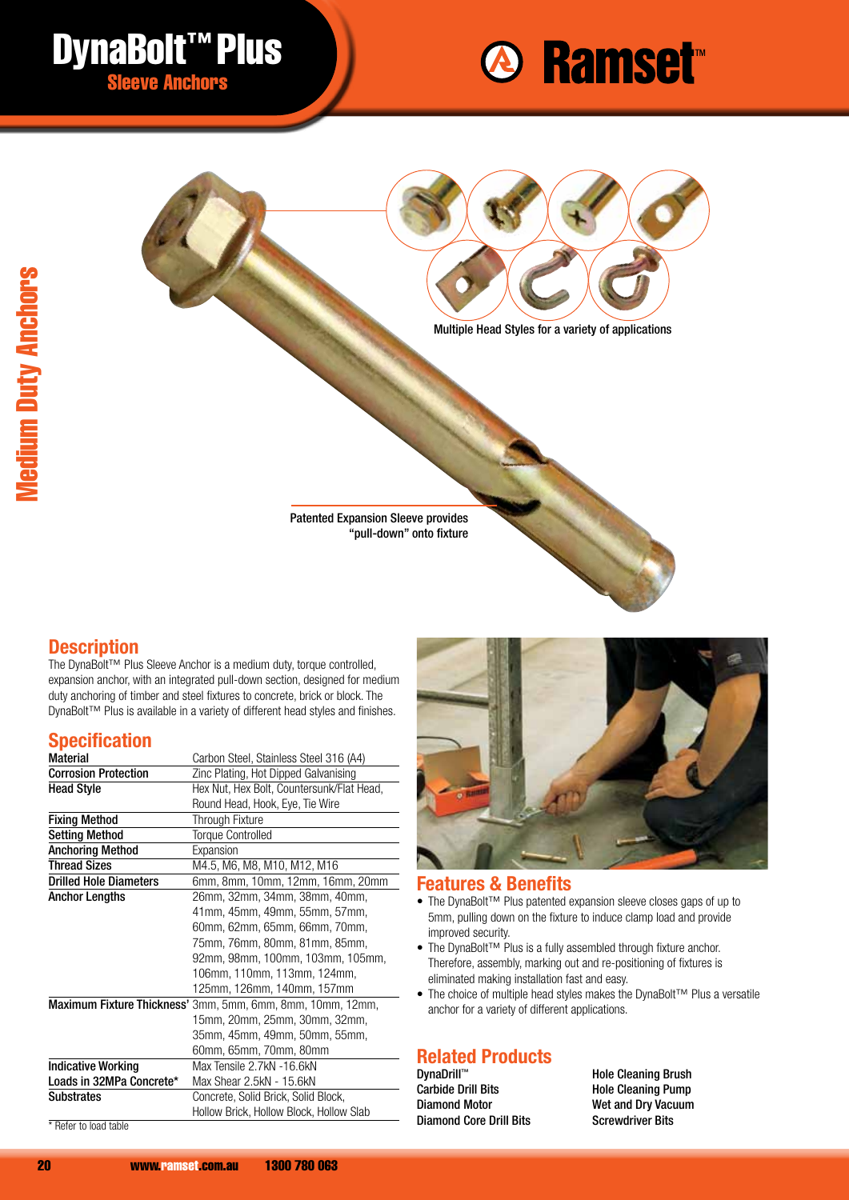# DynaBolt™ Plus

## Sleeve Anchors

Ramset™

Medium Duty Anchors

Multiple Head Styles for a variety of applications

Patented Expansion Sleeve provides "pull-down" onto fixture

## Description

The DynaBolt™ Plus Sleeve Anchor is a medium duty, torque controlled, expansion anchor, with an integrated pull-down section, designed for medium duty anchoring of timber and steel fixtures to concrete, brick or block. The DynaBolt™ Plus is available in a variety of different head styles and finishes.

## Specification

| | |
|---|---|
| **Material** | Carbon Steel, Stainless Steel 316 (A4) |
| **Corrosion Protection** | Zinc Plating, Hot Dipped Galvanising |
| **Head Style** | Hex Nut, Hex Bolt, Countersunk/Flat Head, Round Head, Hook, Eye, Tie Wire |
| **Fixing Method** | Through Fixture |
| **Setting Method** | Torque Controlled |
| **Anchoring Method** | Expansion |
| **Thread Sizes** | M4.5, M6, M8, M10, M12, M16 |
| **Drilled Hole Diameters** | 6mm, 8mm, 10mm, 12mm, 16mm, 20mm |
| **Anchor Lengths** | 26mm, 32mm, 34mm, 38mm, 40mm, 41mm, 45mm, 49mm, 55mm, 57mm, 60mm, 62mm, 65mm, 66mm, 70mm, 75mm, 76mm, 80mm, 81mm, 85mm, 92mm, 98mm, 100mm, 103mm, 105mm, 106mm, 110mm, 113mm, 124mm, 125mm, 126mm, 140mm, 157mm |
| **Maximum Fixture Thickness'** | 3mm, 5mm, 6mm, 8mm, 10mm, 12mm, 15mm, 20mm, 25mm, 30mm, 32mm, 35mm, 45mm, 49mm, 50mm, 55mm, 60mm, 65mm, 70mm, 80mm |
| **Indicative Working Loads in 32MPa Concrete*** | Max Tensile 2.7kN -16.6kN<br>Max Shear 2.5kN - 15.6kN |
| **Substrates** | Concrete, Solid Brick, Solid Block, Hollow Brick, Hollow Block, Hollow Slab |

\* Refer to load table

## Features & Benefits

- The DynaBolt™ Plus patented expansion sleeve closes gaps of up to 5mm, pulling down on the fixture to induce clamp load and provide improved security.
- The DynaBolt™ Plus is a fully assembled through fixture anchor. Therefore, assembly, marking out and re-positioning of fixtures is eliminated making installation fast and easy.
- The choice of multiple head styles makes the DynaBolt™ Plus a versatile anchor for a variety of different applications.

## Related Products

- DynaDrill™
- Carbide Drill Bits
- Diamond Motor
- Diamond Core Drill Bits
- Hole Cleaning Brush
- Hole Cleaning Pump
- Wet and Dry Vacuum
- Screwdriver Bits

www.ramset.com.au 1300 780 063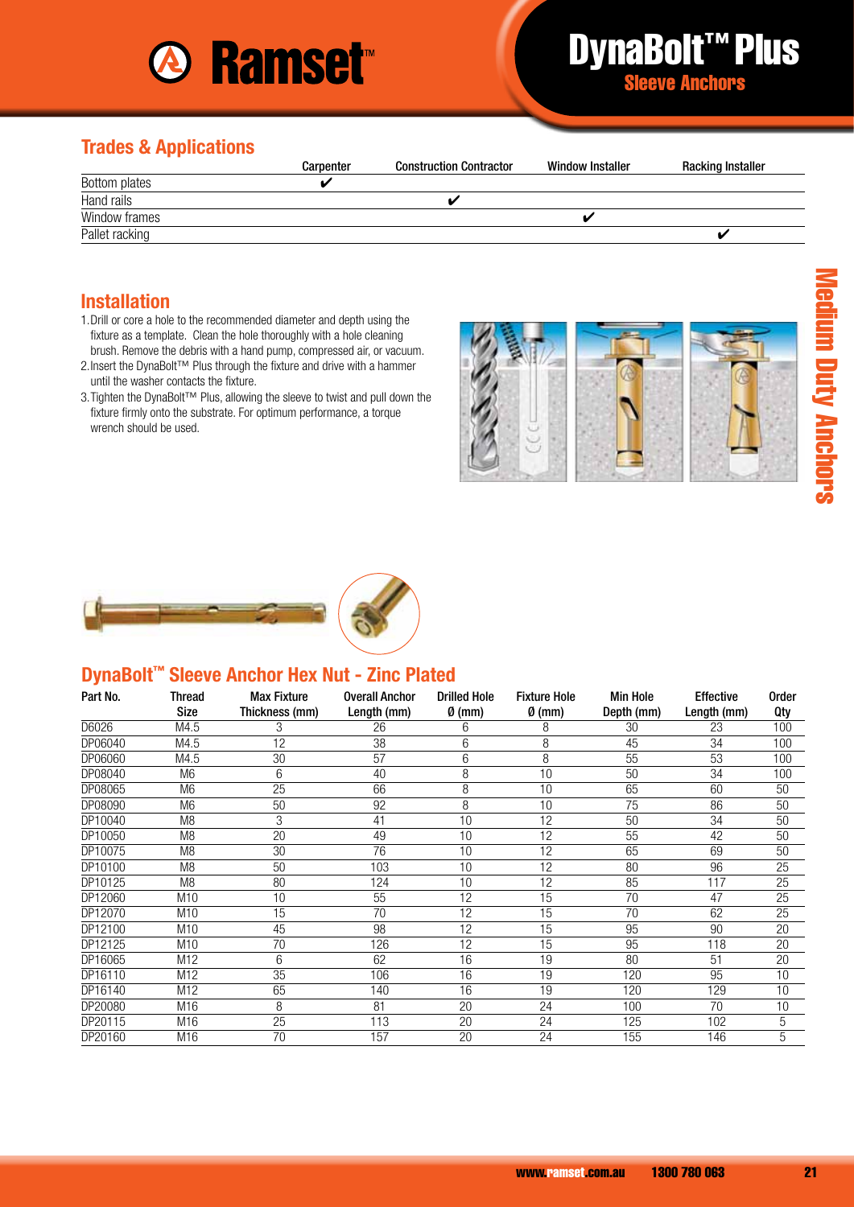# Ramset™

# DynaBolt™ Plus
## Sleeve Anchors

## Trades & Applications

| | Carpenter | Construction Contractor | Window Installer | Racking Installer |
|---|---|---|---|---|
| Bottom plates | ✔ | | | |
| Hand rails | | ✔ | | |
| Window frames | | | ✔ | |
| Pallet racking | | | | ✔ |

Medium Duty Anchors

## Installation

1. Drill or core a hole to the recommended diameter and depth using the fixture as a template. Clean the hole thoroughly with a hole cleaning brush. Remove the debris with a hand pump, compressed air, or vacuum.
2. Insert the DynaBolt™ Plus through the fixture and drive with a hammer until the washer contacts the fixture.
3. Tighten the DynaBolt™ Plus, allowing the sleeve to twist and pull down the fixture firmly onto the substrate. For optimum performance, a torque wrench should be used.

## DynaBolt™ Sleeve Anchor Hex Nut - Zinc Plated

| Part No. | Thread Size | Max Fixture Thickness (mm) | Overall Anchor Length (mm) | Drilled Hole Ø (mm) | Fixture Hole Ø (mm) | Min Hole Depth (mm) | Effective Length (mm) | Order Qty |
|---|---|---|---|---|---|---|---|---|
| D6026 | M4.5 | 3 | 26 | 6 | 8 | 30 | 23 | 100 |
| DP06040 | M4.5 | 12 | 38 | 6 | 8 | 45 | 34 | 100 |
| DP06060 | M4.5 | 30 | 57 | 6 | 8 | 55 | 53 | 100 |
| DP08040 | M6 | 6 | 40 | 8 | 10 | 50 | 34 | 100 |
| DP08065 | M6 | 25 | 66 | 8 | 10 | 65 | 60 | 50 |
| DP08090 | M6 | 50 | 92 | 8 | 10 | 75 | 86 | 50 |
| DP10040 | M8 | 3 | 41 | 10 | 12 | 50 | 34 | 50 |
| DP10050 | M8 | 20 | 49 | 10 | 12 | 55 | 42 | 50 |
| DP10075 | M8 | 30 | 76 | 10 | 12 | 65 | 69 | 50 |
| DP10100 | M8 | 50 | 103 | 10 | 12 | 80 | 96 | 25 |
| DP10125 | M8 | 80 | 124 | 10 | 12 | 85 | 117 | 25 |
| DP12060 | M10 | 10 | 55 | 12 | 15 | 70 | 47 | 25 |
| DP12070 | M10 | 15 | 70 | 12 | 15 | 70 | 62 | 25 |
| DP12100 | M10 | 45 | 98 | 12 | 15 | 95 | 90 | 20 |
| DP12125 | M10 | 70 | 126 | 12 | 15 | 95 | 118 | 20 |
| DP16065 | M12 | 6 | 62 | 16 | 19 | 80 | 51 | 20 |
| DP16110 | M12 | 35 | 106 | 16 | 19 | 120 | 95 | 10 |
| DP16140 | M12 | 65 | 140 | 16 | 19 | 120 | 129 | 10 |
| DP20080 | M16 | 8 | 81 | 20 | 24 | 100 | 70 | 10 |
| DP20115 | M16 | 25 | 113 | 20 | 24 | 125 | 102 | 5 |
| DP20160 | M16 | 70 | 157 | 20 | 24 | 155 | 146 | 5 |

www.ramset.com.au 1300 780 063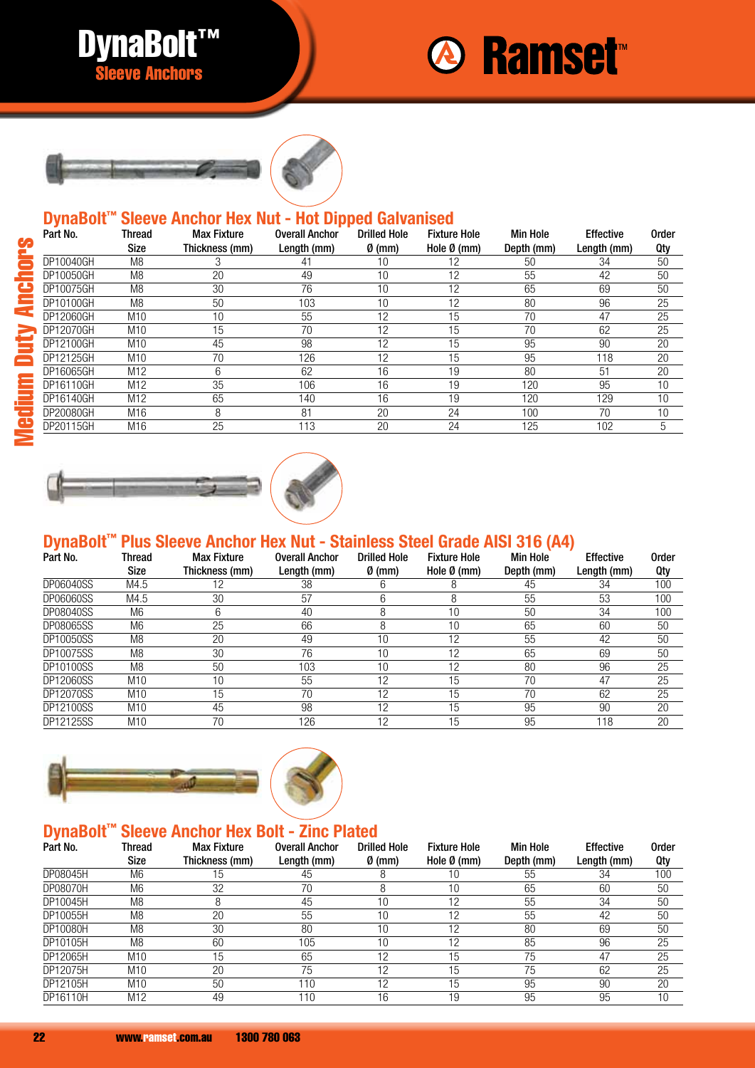# DynaBolt™ Sleeve Anchors

## DynaBolt™ Sleeve Anchor Hex Nut - Hot Dipped Galvanised

| Part No. | Thread Size | Max Fixture Thickness (mm) | Overall Anchor Length (mm) | Drilled Hole Ø (mm) | Fixture Hole Hole Ø (mm) | Min Hole Depth (mm) | Effective Length (mm) | Order Qty |
|---|---|---|---|---|---|---|---|---|
| DP10040GH | M8 | 3 | 41 | 10 | 12 | 50 | 34 | 50 |
| DP10050GH | M8 | 20 | 49 | 10 | 12 | 55 | 42 | 50 |
| DP10075GH | M8 | 30 | 76 | 10 | 12 | 65 | 69 | 50 |
| DP10100GH | M8 | 50 | 103 | 10 | 12 | 80 | 96 | 25 |
| DP12060GH | M10 | 10 | 55 | 12 | 15 | 70 | 47 | 25 |
| DP12070GH | M10 | 15 | 70 | 12 | 15 | 70 | 62 | 25 |
| DP12100GH | M10 | 45 | 98 | 12 | 15 | 95 | 90 | 20 |
| DP12125GH | M10 | 70 | 126 | 12 | 15 | 95 | 118 | 20 |
| DP16065GH | M12 | 6 | 62 | 16 | 19 | 80 | 51 | 20 |
| DP16110GH | M12 | 35 | 106 | 16 | 19 | 120 | 95 | 10 |
| DP16140GH | M12 | 65 | 140 | 16 | 19 | 120 | 129 | 10 |
| DP20080GH | M16 | 8 | 81 | 20 | 24 | 100 | 70 | 10 |
| DP20115GH | M16 | 25 | 113 | 20 | 24 | 125 | 102 | 5 |

## DynaBolt™ Plus Sleeve Anchor Hex Nut - Stainless Steel Grade AISI 316 (A4)

| Part No. | Thread Size | Max Fixture Thickness (mm) | Overall Anchor Length (mm) | Drilled Hole Ø (mm) | Fixture Hole Hole Ø (mm) | Min Hole Depth (mm) | Effective Length (mm) | Order Qty |
|---|---|---|---|---|---|---|---|---|
| DP06040SS | M4.5 | 12 | 38 | 6 | 8 | 45 | 34 | 100 |
| DP06060SS | M4.5 | 30 | 57 | 6 | 8 | 55 | 53 | 100 |
| DP08040SS | M6 | 6 | 40 | 8 | 10 | 50 | 34 | 100 |
| DP08065SS | M6 | 25 | 66 | 8 | 10 | 65 | 60 | 50 |
| DP10050SS | M8 | 20 | 49 | 10 | 12 | 55 | 42 | 50 |
| DP10075SS | M8 | 30 | 76 | 10 | 12 | 65 | 69 | 50 |
| DP10100SS | M8 | 50 | 103 | 10 | 12 | 80 | 96 | 25 |
| DP12060SS | M10 | 10 | 55 | 12 | 15 | 70 | 47 | 25 |
| DP12070SS | M10 | 15 | 70 | 12 | 15 | 70 | 62 | 25 |
| DP12100SS | M10 | 45 | 98 | 12 | 15 | 95 | 90 | 20 |
| DP12125SS | M10 | 70 | 126 | 12 | 15 | 95 | 118 | 20 |

## DynaBolt™ Sleeve Anchor Hex Bolt - Zinc Plated

| Part No. | Thread Size | Max Fixture Thickness (mm) | Overall Anchor Length (mm) | Drilled Hole Ø (mm) | Fixture Hole Hole Ø (mm) | Min Hole Depth (mm) | Effective Length (mm) | Order Qty |
|---|---|---|---|---|---|---|---|---|
| DP08045H | M6 | 15 | 45 | 8 | 10 | 55 | 34 | 100 |
| DP08070H | M6 | 32 | 70 | 8 | 10 | 65 | 60 | 50 |
| DP10045H | M8 | 8 | 45 | 10 | 12 | 55 | 34 | 50 |
| DP10055H | M8 | 20 | 55 | 10 | 12 | 55 | 42 | 50 |
| DP10080H | M8 | 30 | 80 | 10 | 12 | 80 | 69 | 50 |
| DP10105H | M8 | 60 | 105 | 10 | 12 | 85 | 96 | 25 |
| DP12065H | M10 | 15 | 65 | 12 | 15 | 75 | 47 | 25 |
| DP12075H | M10 | 20 | 75 | 12 | 15 | 75 | 62 | 25 |
| DP12105H | M10 | 50 | 110 | 12 | 15 | 95 | 90 | 20 |
| DP16110H | M12 | 49 | 110 | 16 | 19 | 95 | 95 | 10 |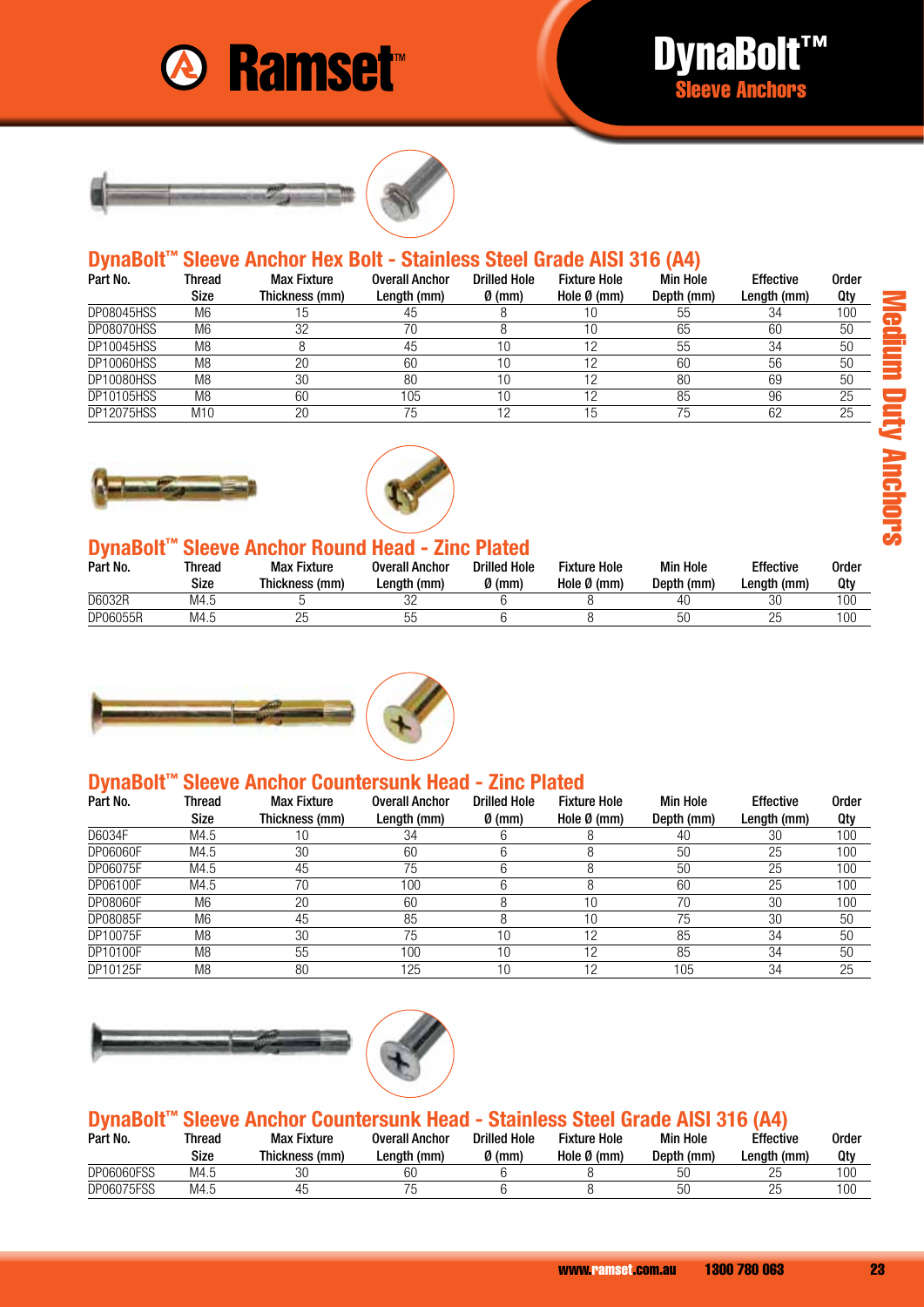# DynaBolt™
## Sleeve Anchors

### DynaBolt™ Sleeve Anchor Hex Bolt - Stainless Steel Grade AISI 316 (A4)

| Part No. | Thread Size | Max Fixture Thickness (mm) | Overall Anchor Length (mm) | Drilled Hole Ø (mm) | Fixture Hole Hole Ø (mm) | Min Hole Depth (mm) | Effective Length (mm) | Order Qty |
|---|---|---|---|---|---|---|---|---|
| DP08045HSS | M6 | 15 | 45 | 8 | 10 | 55 | 34 | 100 |
| DP08070HSS | M6 | 32 | 70 | 8 | 10 | 65 | 60 | 50 |
| DP10045HSS | M8 | 8 | 45 | 10 | 12 | 55 | 34 | 50 |
| DP10060HSS | M8 | 20 | 60 | 10 | 12 | 60 | 56 | 50 |
| DP10080HSS | M8 | 30 | 80 | 10 | 12 | 80 | 69 | 50 |
| DP10105HSS | M8 | 60 | 105 | 10 | 12 | 85 | 96 | 25 |
| DP12075HSS | M10 | 20 | 75 | 12 | 15 | 75 | 62 | 25 |

### DynaBolt™ Sleeve Anchor Round Head - Zinc Plated

| Part No. | Thread Size | Max Fixture Thickness (mm) | Overall Anchor Length (mm) | Drilled Hole Ø (mm) | Fixture Hole Hole Ø (mm) | Min Hole Depth (mm) | Effective Length (mm) | Order Qty |
|---|---|---|---|---|---|---|---|---|
| D6032R | M4.5 | 5 | 32 | 6 | 8 | 40 | 30 | 100 |
| DP06055R | M4.5 | 25 | 55 | 6 | 8 | 50 | 25 | 100 |

### DynaBolt™ Sleeve Anchor Countersunk Head - Zinc Plated

| Part No. | Thread Size | Max Fixture Thickness (mm) | Overall Anchor Length (mm) | Drilled Hole Ø (mm) | Fixture Hole Hole Ø (mm) | Min Hole Depth (mm) | Effective Length (mm) | Order Qty |
|---|---|---|---|---|---|---|---|---|
| D6034F | M4.5 | 10 | 34 | 6 | 8 | 40 | 30 | 100 |
| DP06060F | M4.5 | 30 | 60 | 6 | 8 | 50 | 25 | 100 |
| DP06075F | M4.5 | 45 | 75 | 6 | 8 | 50 | 25 | 100 |
| DP06100F | M4.5 | 70 | 100 | 6 | 8 | 60 | 25 | 100 |
| DP08060F | M6 | 20 | 60 | 8 | 10 | 70 | 30 | 100 |
| DP08085F | M6 | 45 | 85 | 8 | 10 | 75 | 30 | 50 |
| DP10075F | M8 | 30 | 75 | 10 | 12 | 85 | 34 | 50 |
| DP10100F | M8 | 55 | 100 | 10 | 12 | 85 | 34 | 50 |
| DP10125F | M8 | 80 | 125 | 10 | 12 | 105 | 34 | 25 |

### DynaBolt™ Sleeve Anchor Countersunk Head - Stainless Steel Grade AISI 316 (A4)

| Part No. | Thread Size | Max Fixture Thickness (mm) | Overall Anchor Length (mm) | Drilled Hole Ø (mm) | Fixture Hole Hole Ø (mm) | Min Hole Depth (mm) | Effective Length (mm) | Order Qty |
|---|---|---|---|---|---|---|---|---|
| DP06060FSS | M4.5 | 30 | 60 | 6 | 8 | 50 | 25 | 100 |
| DP06075FSS | M4.5 | 45 | 75 | 6 | 8 | 50 | 25 | 100 |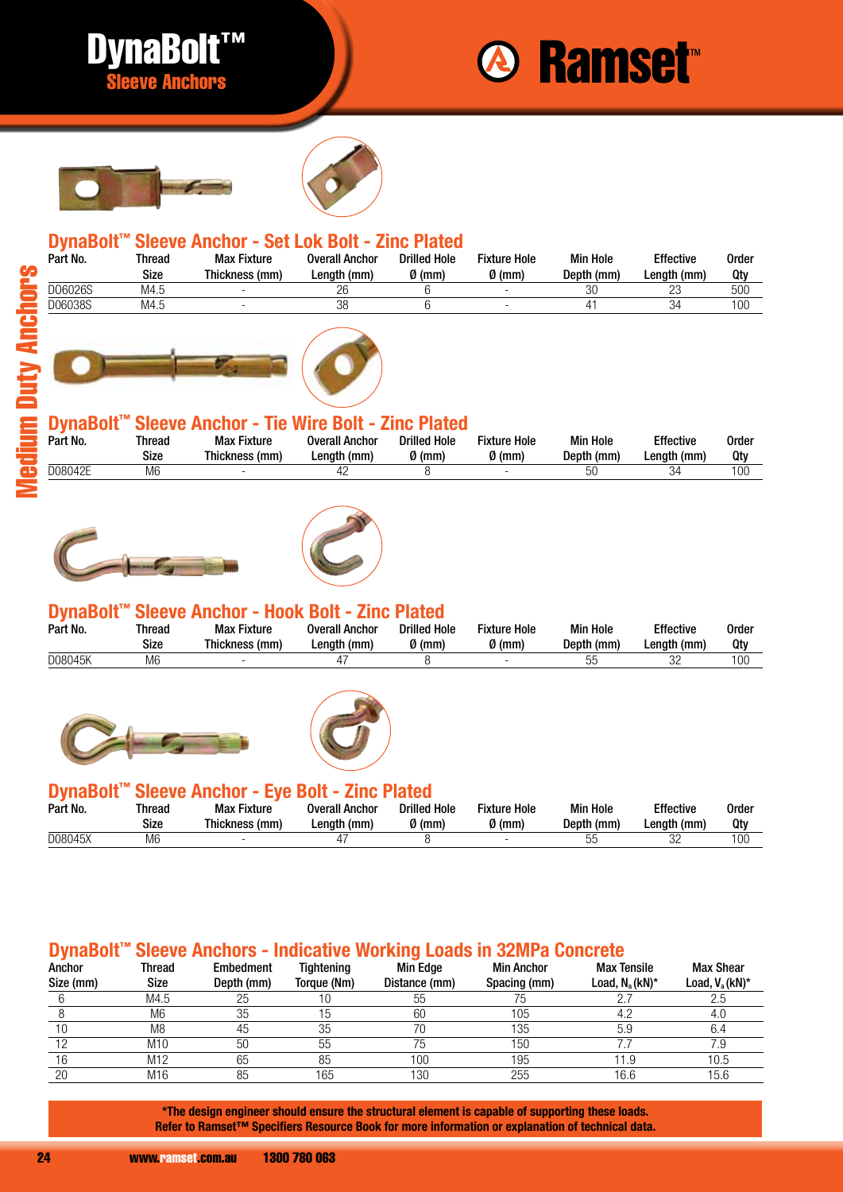# DynaBolt™ Sleeve Anchors

Ramset™

Medium Duty Anchors

## DynaBolt™ Sleeve Anchor - Set Lok Bolt - Zinc Plated

| Part No. | Thread Size | Max Fixture Thickness (mm) | Overall Anchor Length (mm) | Drilled Hole Ø (mm) | Fixture Hole Ø (mm) | Min Hole Depth (mm) | Effective Length (mm) | Order Qty |
|---|---|---|---|---|---|---|---|---|
| D06026S | M4.5 | - | 26 | 6 | - | 30 | 23 | 500 |
| D06038S | M4.5 | - | 38 | 6 | - | 41 | 34 | 100 |

## DynaBolt™ Sleeve Anchor - Tie Wire Bolt - Zinc Plated

| Part No. | Thread Size | Max Fixture Thickness (mm) | Overall Anchor Length (mm) | Drilled Hole Ø (mm) | Fixture Hole Ø (mm) | Min Hole Depth (mm) | Effective Length (mm) | Order Qty |
|---|---|---|---|---|---|---|---|---|
| D08042E | M6 | - | 42 | 8 | - | 50 | 34 | 100 |

## DynaBolt™ Sleeve Anchor - Hook Bolt - Zinc Plated

| Part No. | Thread Size | Max Fixture Thickness (mm) | Overall Anchor Length (mm) | Drilled Hole Ø (mm) | Fixture Hole Ø (mm) | Min Hole Depth (mm) | Effective Length (mm) | Order Qty |
|---|---|---|---|---|---|---|---|---|
| D08045K | M6 | - | 47 | 8 | - | 55 | 32 | 100 |

## DynaBolt™ Sleeve Anchor - Eye Bolt - Zinc Plated

| Part No. | Thread Size | Max Fixture Thickness (mm) | Overall Anchor Length (mm) | Drilled Hole Ø (mm) | Fixture Hole Ø (mm) | Min Hole Depth (mm) | Effective Length (mm) | Order Qty |
|---|---|---|---|---|---|---|---|---|
| D08045X | M6 | - | 47 | 8 | - | 55 | 32 | 100 |

## DynaBolt™ Sleeve Anchors - Indicative Working Loads in 32MPa Concrete

| Anchor Size (mm) | Thread Size | Embedment Depth (mm) | Tightening Torque (Nm) | Min Edge Distance (mm) | Min Anchor Spacing (mm) | Max Tensile Load, $N_a$ (kN)* | Max Shear Load, $V_a$ (kN)* |
|---|---|---|---|---|---|---|---|
| 6 | M4.5 | 25 | 10 | 55 | 75 | 2.7 | 2.5 |
| 8 | M6 | 35 | 15 | 60 | 105 | 4.2 | 4.0 |
| 10 | M8 | 45 | 35 | 70 | 135 | 5.9 | 6.4 |
| 12 | M10 | 50 | 55 | 75 | 150 | 7.7 | 7.9 |
| 16 | M12 | 65 | 85 | 100 | 195 | 11.9 | 10.5 |
| 20 | M16 | 85 | 165 | 130 | 255 | 16.6 | 15.6 |

**\*The design engineer should ensure the structural element is capable of supporting these loads. Refer to Ramset™ Specifiers Resource Book for more information or explanation of technical data.**

www.ramset.com.au 1300 780 063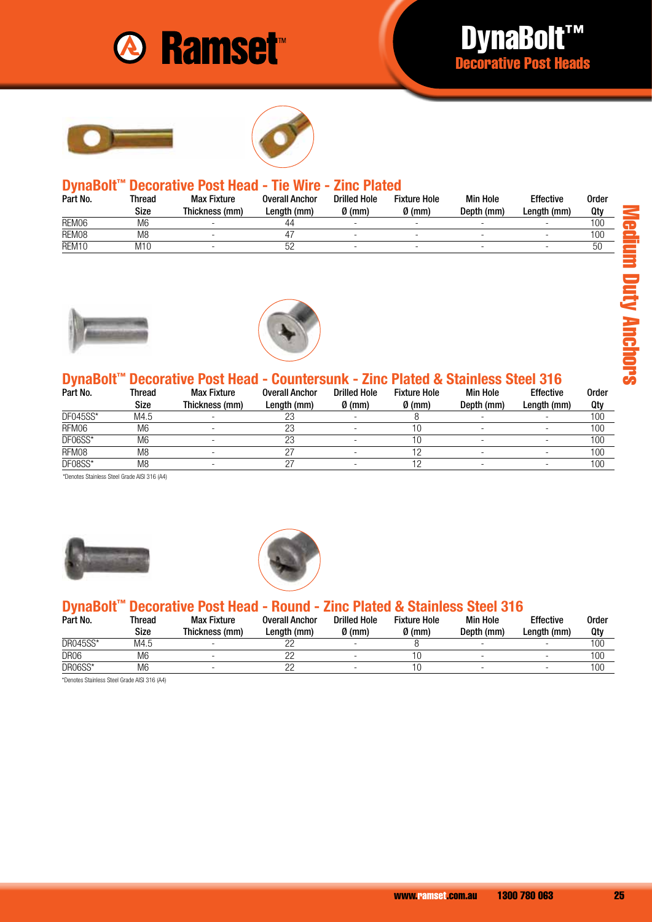# DynaBolt™

## Decorative Post Heads

### DynaBolt™ Decorative Post Head - Tie Wire - Zinc Plated

| Part No. | Thread Size | Max Fixture Thickness (mm) | Overall Anchor Length (mm) | Drilled Hole Ø (mm) | Fixture Hole Ø (mm) | Min Hole Depth (mm) | Effective Length (mm) | Order Qty |
|---|---|---|---|---|---|---|---|---|
| REM06 | M6 | - | 44 | - | - | - | - | 100 |
| REM08 | M8 | - | 47 | - | - | - | - | 100 |
| REM10 | M10 | - | 52 | - | - | - | - | 50 |

### DynaBolt™ Decorative Post Head - Countersunk - Zinc Plated & Stainless Steel 316

| Part No. | Thread Size | Max Fixture Thickness (mm) | Overall Anchor Length (mm) | Drilled Hole Ø (mm) | Fixture Hole Ø (mm) | Min Hole Depth (mm) | Effective Length (mm) | Order Qty |
|---|---|---|---|---|---|---|---|---|
| DF045SS* | M4.5 | - | 23 | - | 8 | - | - | 100 |
| RFM06 | M6 | - | 23 | - | 10 | - | - | 100 |
| DF06SS* | M6 | - | 23 | - | 10 | - | - | 100 |
| RFM08 | M8 | - | 27 | - | 12 | - | - | 100 |
| DF08SS* | M8 | - | 27 | - | 12 | - | - | 100 |

*Denotes Stainless Steel Grade AISI 316 (A4)

### DynaBolt™ Decorative Post Head - Round - Zinc Plated & Stainless Steel 316

| Part No. | Thread Size | Max Fixture Thickness (mm) | Overall Anchor Length (mm) | Drilled Hole Ø (mm) | Fixture Hole Ø (mm) | Min Hole Depth (mm) | Effective Length (mm) | Order Qty |
|---|---|---|---|---|---|---|---|---|
| DR045SS* | M4.5 | - | 22 | - | 8 | - | - | 100 |
| DR06 | M6 | - | 22 | - | 10 | - | - | 100 |
| DR06SS* | M6 | - | 22 | - | 10 | - | - | 100 |

*Denotes Stainless Steel Grade AISI 316 (A4)